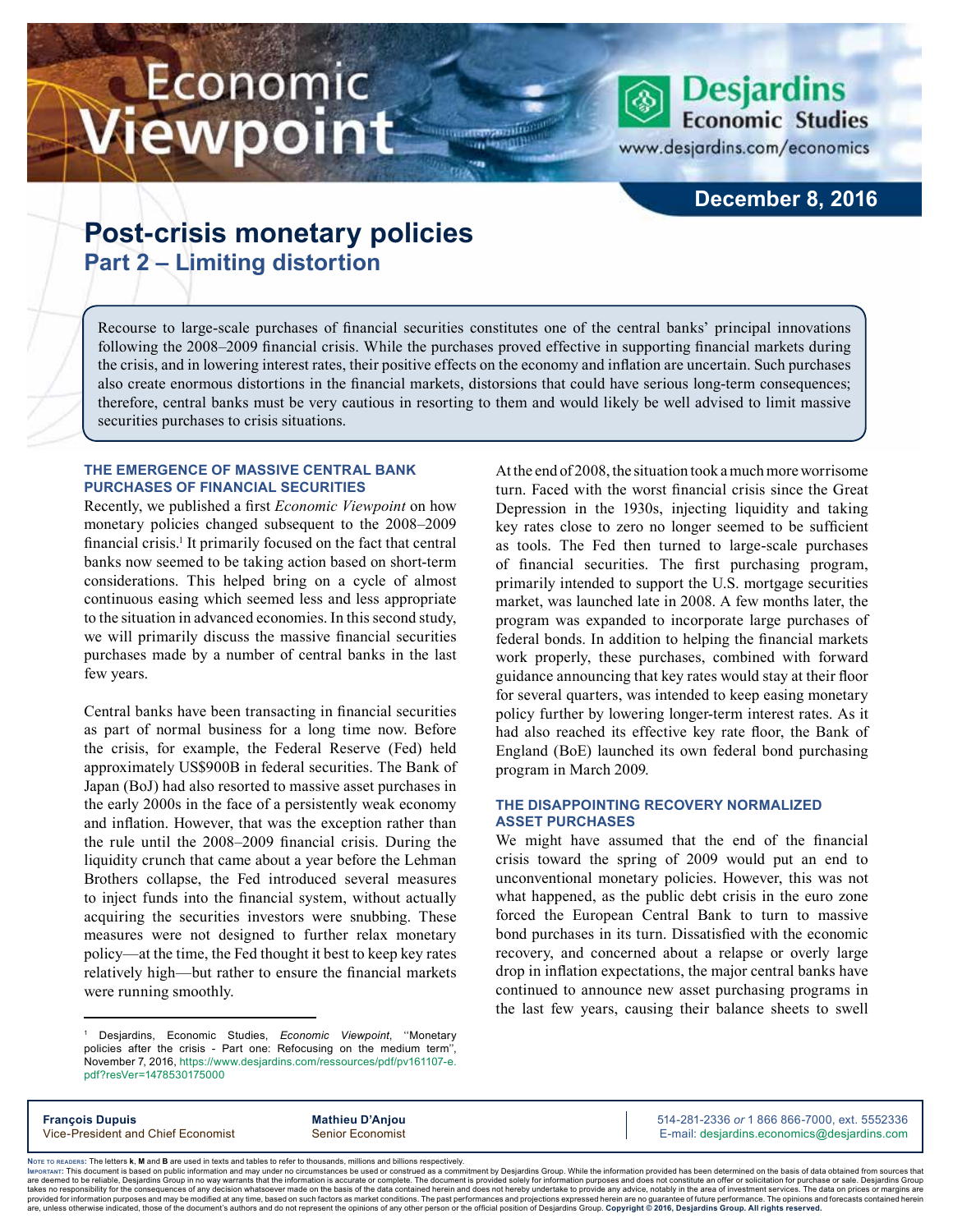# Economic Viewpoint

Desjardins Economic Studies
www.desjardins.com/economics

**December 8, 2016**

# Post-crisis monetary policies
## Part 2 – Limiting distortion

Recourse to large-scale purchases of financial securities constitutes one of the central banks' principal innovations following the 2008–2009 financial crisis. While the purchases proved effective in supporting financial markets during the crisis, and in lowering interest rates, their positive effects on the economy and inflation are uncertain. Such purchases also create enormous distortions in the financial markets, distorsions that could have serious long-term consequences; therefore, central banks must be very cautious in resorting to them and would likely be well advised to limit massive securities purchases to crisis situations.

### THE EMERGENCE OF MASSIVE CENTRAL BANK PURCHASES OF FINANCIAL SECURITIES

Recently, we published a first *Economic Viewpoint* on how monetary policies changed subsequent to the 2008–2009 financial crisis.[1] It primarily focused on the fact that central banks now seemed to be taking action based on short-term considerations. This helped bring on a cycle of almost continuous easing which seemed less and less appropriate to the situation in advanced economies. In this second study, we will primarily discuss the massive financial securities purchases made by a number of central banks in the last few years.

Central banks have been transacting in financial securities as part of normal business for a long time now. Before the crisis, for example, the Federal Reserve (Fed) held approximately US$900B in federal securities. The Bank of Japan (BoJ) had also resorted to massive asset purchases in the early 2000s in the face of a persistently weak economy and inflation. However, that was the exception rather than the rule until the 2008–2009 financial crisis. During the liquidity crunch that came about a year before the Lehman Brothers collapse, the Fed introduced several measures to inject funds into the financial system, without actually acquiring the securities investors were snubbing. These measures were not designed to further relax monetary policy—at the time, the Fed thought it best to keep key rates relatively high—but rather to ensure the financial markets were running smoothly.

At the end of 2008, the situation took a much more worrisome turn. Faced with the worst financial crisis since the Great Depression in the 1930s, injecting liquidity and taking key rates close to zero no longer seemed to be sufficient as tools. The Fed then turned to large-scale purchases of financial securities. The first purchasing program, primarily intended to support the U.S. mortgage securities market, was launched late in 2008. A few months later, the program was expanded to incorporate large purchases of federal bonds. In addition to helping the financial markets work properly, these purchases, combined with forward guidance announcing that key rates would stay at their floor for several quarters, was intended to keep easing monetary policy further by lowering longer-term interest rates. As it had also reached its effective key rate floor, the Bank of England (BoE) launched its own federal bond purchasing program in March 2009.

### THE DISAPPOINTING RECOVERY NORMALIZED ASSET PURCHASES

We might have assumed that the end of the financial crisis toward the spring of 2009 would put an end to unconventional monetary policies. However, this was not what happened, as the public debt crisis in the euro zone forced the European Central Bank to turn to massive bond purchases in its turn. Dissatisfied with the economic recovery, and concerned about a relapse or overly large drop in inflation expectations, the major central banks have continued to announce new asset purchasing programs in the last few years, causing their balance sheets to swell

---

[1] Desjardins, Economic Studies, *Economic Viewpoint*, "Monetary policies after the crisis - Part one: Refocusing on the medium term", November 7, 2016, https://www.desjardins.com/ressources/pdf/pv161107-e.pdf?resVer=1478530175000

**François Dupuis**
Vice-President and Chief Economist

**Mathieu D'Anjou**
Senior Economist

514-281-2336 *or* 1 866 866-7000, ext. 5552336
E-mail: desjardins.economics@desjardins.com

Note to readers: The letters **k**, **M** and **B** are used in texts and tables to refer to thousands, millions and billions respectively.

Important: This document is based on public information and may under no circumstances be used or construed as a commitment by Desjardins Group. While the information provided has been determined on the basis of data obtained from sources that are deemed to be reliable, Desjardins Group in no way warrants that the information is accurate or complete. The document is provided solely for information purposes and does not constitute an offer or solicitation for purchase or sale. Desjardins Group takes no responsibility for the consequences of any decision whatsoever made on the basis of the data contained herein and does not hereby undertake to provide any advice, notably in the area of investment services. The data on prices or margins are provided for information purposes and may be modified at any time, based on such factors as market conditions. The past performances and projections expressed herein are no guarantee of future performance. The opinions and forecasts contained herein are, unless otherwise indicated, those of the document's authors and do not represent the opinions of any other person or the official position of Desjardins Group. **Copyright © 2016, Desjardins Group. All rights reserved.**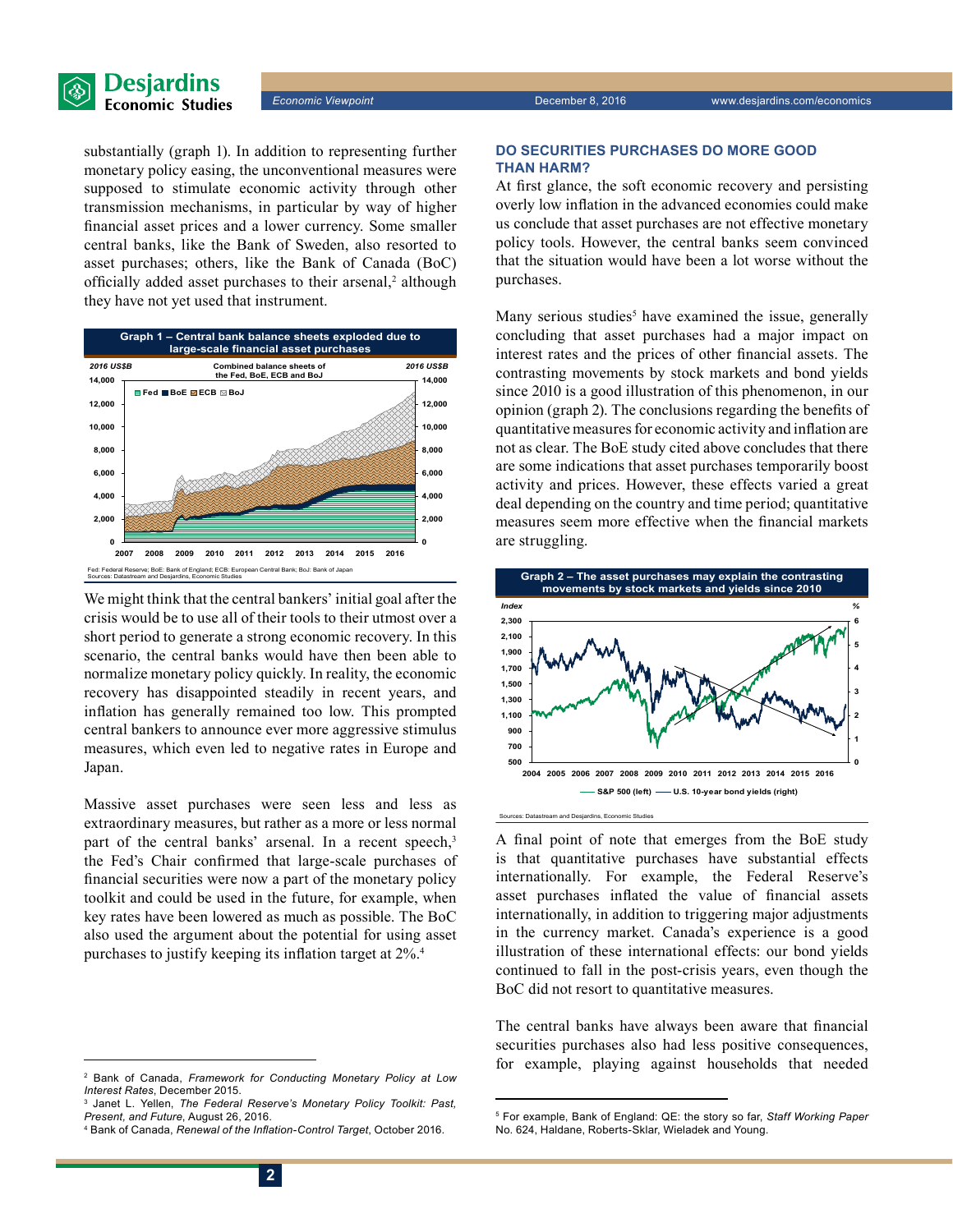substantially (graph 1). In addition to representing further monetary policy easing, the unconventional measures were supposed to stimulate economic activity through other transmission mechanisms, in particular by way of higher financial asset prices and a lower currency. Some smaller central banks, like the Bank of Sweden, also resorted to asset purchases; others, like the Bank of Canada (BoC) officially added asset purchases to their arsenal,[2] although they have not yet used that instrument.

**Graph 1 – Central bank balance sheets exploded due to large-scale financial asset purchases**

Fed: Federal Reserve; BoE: Bank of England; ECB: European Central Bank; BoJ: Bank of Japan
Sources: Datastream and Desjardins, Economic Studies

We might think that the central bankers' initial goal after the crisis would be to use all of their tools to their utmost over a short period to generate a strong economic recovery. In this scenario, the central banks would have then been able to normalize monetary policy quickly. In reality, the economic recovery has disappointed steadily in recent years, and inflation has generally remained too low. This prompted central bankers to announce ever more aggressive stimulus measures, which even led to negative rates in Europe and Japan.

Massive asset purchases were seen less and less as extraordinary measures, but rather as a more or less normal part of the central banks' arsenal. In a recent speech,[3] the Fed's Chair confirmed that large-scale purchases of financial securities were now a part of the monetary policy toolkit and could be used in the future, for example, when key rates have been lowered as much as possible. The BoC also used the argument about the potential for using asset purchases to justify keeping its inflation target at 2%.[4]

## DO SECURITIES PURCHASES DO MORE GOOD THAN HARM?

At first glance, the soft economic recovery and persisting overly low inflation in the advanced economies could make us conclude that asset purchases are not effective monetary policy tools. However, the central banks seem convinced that the situation would have been a lot worse without the purchases.

Many serious studies[5] have examined the issue, generally concluding that asset purchases had a major impact on interest rates and the prices of other financial assets. The contrasting movements by stock markets and bond yields since 2010 is a good illustration of this phenomenon, in our opinion (graph 2). The conclusions regarding the benefits of quantitative measures for economic activity and inflation are not as clear. The BoE study cited above concludes that there are some indications that asset purchases temporarily boost activity and prices. However, these effects varied a great deal depending on the country and time period; quantitative measures seem more effective when the financial markets are struggling.

**Graph 2 – The asset purchases may explain the contrasting movements by stock markets and yields since 2010**

Sources: Datastream and Desjardins, Economic Studies

A final point of note that emerges from the BoE study is that quantitative purchases have substantial effects internationally. For example, the Federal Reserve's asset purchases inflated the value of financial assets internationally, in addition to triggering major adjustments in the currency market. Canada's experience is a good illustration of these international effects: our bond yields continued to fall in the post-crisis years, even though the BoC did not resort to quantitative measures.

The central banks have always been aware that financial securities purchases also had less positive consequences, for example, playing against households that needed

---

[2] Bank of Canada, *Framework for Conducting Monetary Policy at Low Interest Rates*, December 2015.
[3] Janet L. Yellen, *The Federal Reserve's Monetary Policy Toolkit: Past, Present, and Future*, August 26, 2016.
[4] Bank of Canada, *Renewal of the Inflation-Control Target*, October 2016.
[5] For example, Bank of England: QE: the story so far, *Staff Working Paper* No. 624, Haldane, Roberts-Sklar, Wieladek and Young.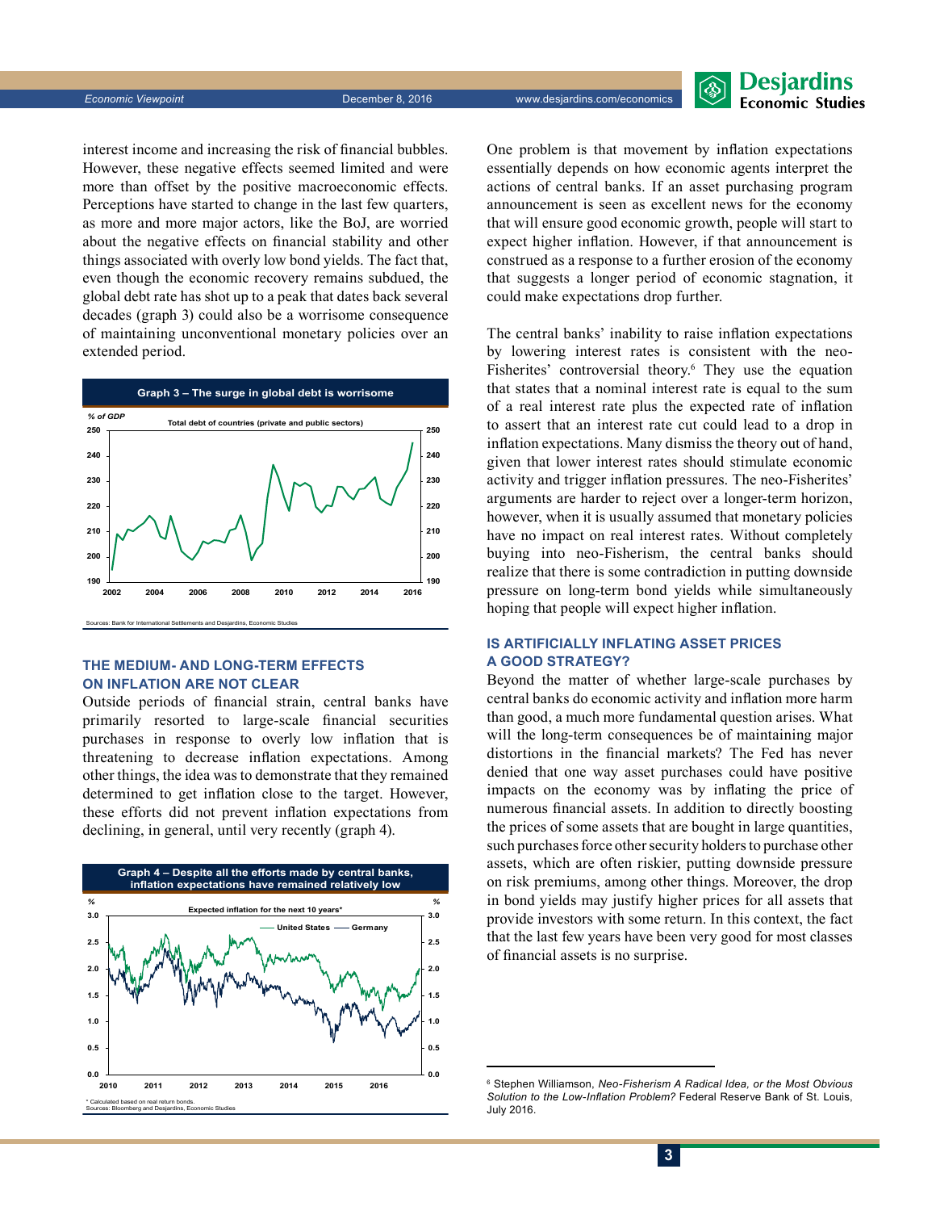interest income and increasing the risk of financial bubbles. However, these negative effects seemed limited and were more than offset by the positive macroeconomic effects. Perceptions have started to change in the last few quarters, as more and more major actors, like the BoJ, are worried about the negative effects on financial stability and other things associated with overly low bond yields. The fact that, even though the economic recovery remains subdued, the global debt rate has shot up to a peak that dates back several decades (graph 3) could also be a worrisome consequence of maintaining unconventional monetary policies over an extended period.

**Graph 3 – The surge in global debt is worrisome**

Total debt of countries (private and public sectors)

Sources: Bank for International Settlements and Desjardins, Economic Studies

## THE MEDIUM- AND LONG-TERM EFFECTS ON INFLATION ARE NOT CLEAR

Outside periods of financial strain, central banks have primarily resorted to large-scale financial securities purchases in response to overly low inflation that is threatening to decrease inflation expectations. Among other things, the idea was to demonstrate that they remained determined to get inflation close to the target. However, these efforts did not prevent inflation expectations from declining, in general, until very recently (graph 4).

**Graph 4 – Despite all the efforts made by central banks, inflation expectations have remained relatively low**

Expected inflation for the next 10 years*

\* Calculated based on real return bonds.
Sources: Bloomberg and Desjardins, Economic Studies

One problem is that movement by inflation expectations essentially depends on how economic agents interpret the actions of central banks. If an asset purchasing program announcement is seen as excellent news for the economy that will ensure good economic growth, people will start to expect higher inflation. However, if that announcement is construed as a response to a further erosion of the economy that suggests a longer period of economic stagnation, it could make expectations drop further.

The central banks' inability to raise inflation expectations by lowering interest rates is consistent with the neo-Fisherites' controversial theory.[6] They use the equation that states that a nominal interest rate is equal to the sum of a real interest rate plus the expected rate of inflation to assert that an interest rate cut could lead to a drop in inflation expectations. Many dismiss the theory out of hand, given that lower interest rates should stimulate economic activity and trigger inflation pressures. The neo-Fisherites' arguments are harder to reject over a longer-term horizon, however, when it is usually assumed that monetary policies have no impact on real interest rates. Without completely buying into neo-Fisherism, the central banks should realize that there is some contradiction in putting downside pressure on long-term bond yields while simultaneously hoping that people will expect higher inflation.

## IS ARTIFICIALLY INFLATING ASSET PRICES A GOOD STRATEGY?

Beyond the matter of whether large-scale purchases by central banks do economic activity and inflation more harm than good, a much more fundamental question arises. What will the long-term consequences be of maintaining major distortions in the financial markets? The Fed has never denied that one way asset purchases could have positive impacts on the economy was by inflating the price of numerous financial assets. In addition to directly boosting the prices of some assets that are bought in large quantities, such purchases force other security holders to purchase other assets, which are often riskier, putting downside pressure on risk premiums, among other things. Moreover, the drop in bond yields may justify higher prices for all assets that provide investors with some return. In this context, the fact that the last few years have been very good for most classes of financial assets is no surprise.

[6] Stephen Williamson, *Neo-Fisherism A Radical Idea, or the Most Obvious Solution to the Low-Inflation Problem?* Federal Reserve Bank of St. Louis, July 2016.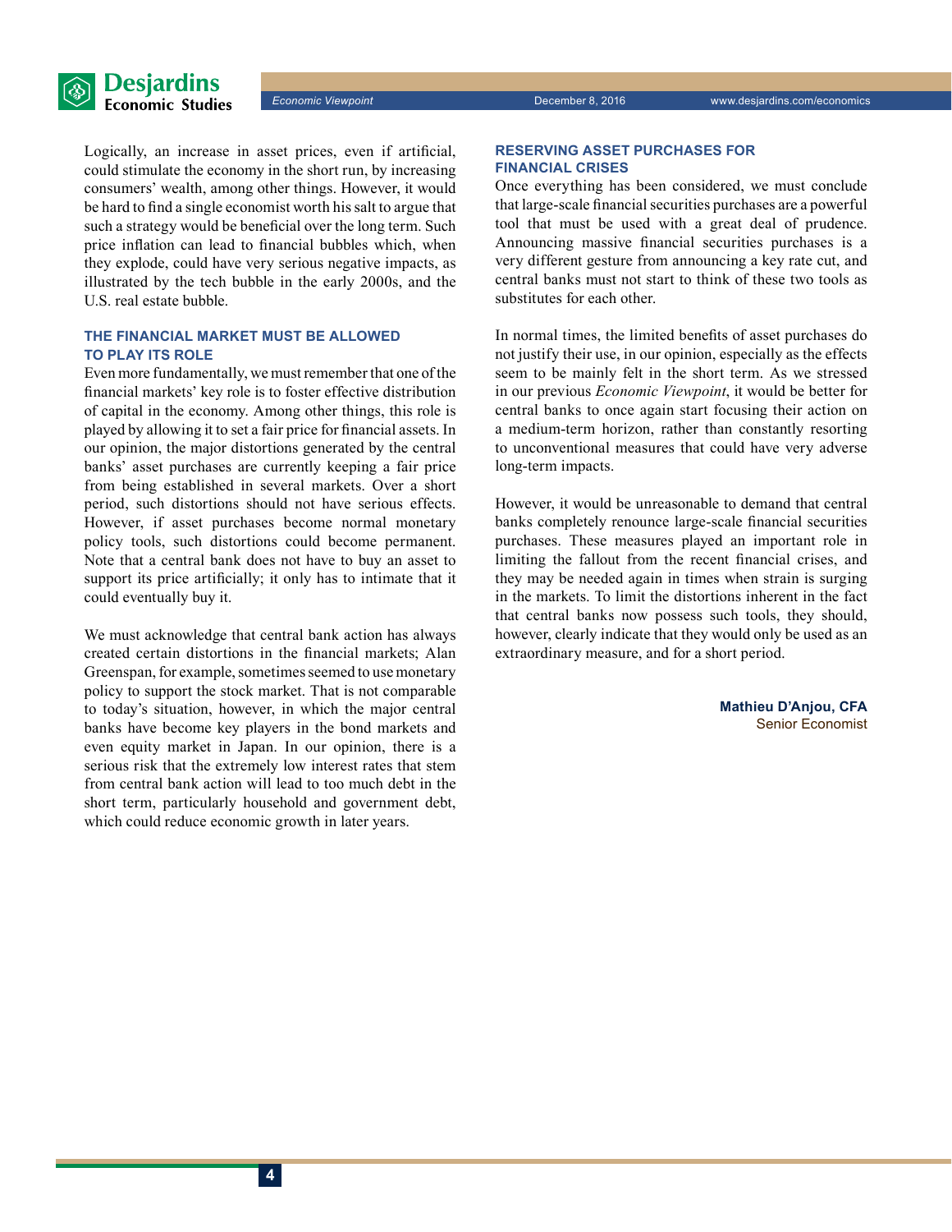Logically, an increase in asset prices, even if artificial, could stimulate the economy in the short run, by increasing consumers' wealth, among other things. However, it would be hard to find a single economist worth his salt to argue that such a strategy would be beneficial over the long term. Such price inflation can lead to financial bubbles which, when they explode, could have very serious negative impacts, as illustrated by the tech bubble in the early 2000s, and the U.S. real estate bubble.

## THE FINANCIAL MARKET MUST BE ALLOWED TO PLAY ITS ROLE

Even more fundamentally, we must remember that one of the financial markets' key role is to foster effective distribution of capital in the economy. Among other things, this role is played by allowing it to set a fair price for financial assets. In our opinion, the major distortions generated by the central banks' asset purchases are currently keeping a fair price from being established in several markets. Over a short period, such distortions should not have serious effects. However, if asset purchases become normal monetary policy tools, such distortions could become permanent. Note that a central bank does not have to buy an asset to support its price artificially; it only has to intimate that it could eventually buy it.

We must acknowledge that central bank action has always created certain distortions in the financial markets; Alan Greenspan, for example, sometimes seemed to use monetary policy to support the stock market. That is not comparable to today's situation, however, in which the major central banks have become key players in the bond markets and even equity market in Japan. In our opinion, there is a serious risk that the extremely low interest rates that stem from central bank action will lead to too much debt in the short term, particularly household and government debt, which could reduce economic growth in later years.

## RESERVING ASSET PURCHASES FOR FINANCIAL CRISES

Once everything has been considered, we must conclude that large-scale financial securities purchases are a powerful tool that must be used with a great deal of prudence. Announcing massive financial securities purchases is a very different gesture from announcing a key rate cut, and central banks must not start to think of these two tools as substitutes for each other.

In normal times, the limited benefits of asset purchases do not justify their use, in our opinion, especially as the effects seem to be mainly felt in the short term. As we stressed in our previous *Economic Viewpoint*, it would be better for central banks to once again start focusing their action on a medium-term horizon, rather than constantly resorting to unconventional measures that could have very adverse long-term impacts.

However, it would be unreasonable to demand that central banks completely renounce large-scale financial securities purchases. These measures played an important role in limiting the fallout from the recent financial crises, and they may be needed again in times when strain is surging in the markets. To limit the distortions inherent in the fact that central banks now possess such tools, they should, however, clearly indicate that they would only be used as an extraordinary measure, and for a short period.

**Mathieu D'Anjou, CFA**
Senior Economist